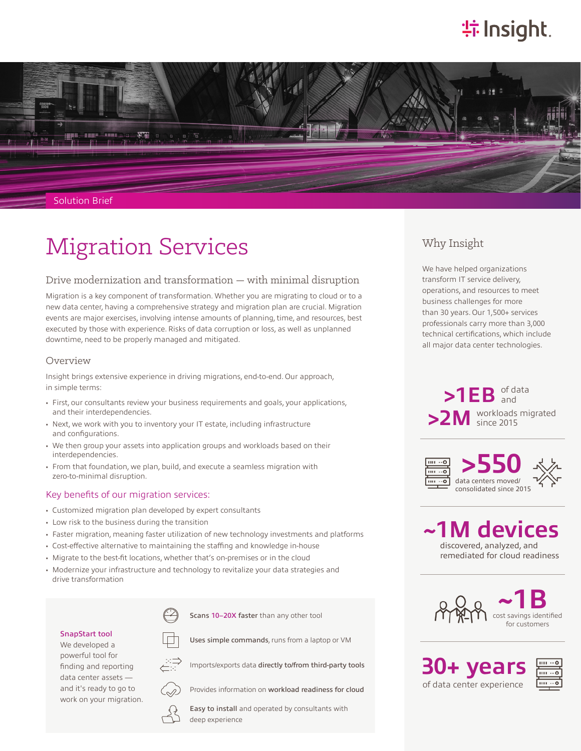Solution Brief

# Migration Services

## Drive modernization and transformation — with minimal disruption

Migration is a key component of transformation. Whether you are migrating to cloud or to a new data center, having a comprehensive strategy and migration plan are crucial. Migration events are major exercises, involving intense amounts of planning, time, and resources, best executed by those with experience. Risks of data corruption or loss, as well as unplanned downtime, need to be properly managed and mitigated.

### Overview

Insight brings extensive experience in driving migrations, end-to-end. Our approach, in simple terms:

- First, our consultants review your business requirements and goals, your applications, and their interdependencies.
- Next, we work with you to inventory your IT estate, including infrastructure and configurations.
- We then group your assets into application groups and workloads based on their interdependencies.
- From that foundation, we plan, build, and execute a seamless migration with zero-to-minimal disruption.

### Key benefits of our migration services:

- Customized migration plan developed by expert consultants
- Low risk to the business during the transition
- Faster migration, meaning faster utilization of new technology investments and platforms
- Cost-effective alternative to maintaining the staffing and knowledge in-house
- Migrate to the best-fit locations, whether that's on-premises or in the cloud
- Modernize your infrastructure and technology to revitalize your data strategies and drive transformation

**SnapStart tool**

We developed a powerful tool for finding and reporting data center assets — and it's ready to go to work on your migration.

- Scans **10–20X faster** than any other tool
- **Uses simple commands**, runs from a laptop or VM
- Imports/exports data **directly to/from third-party tools**
- Provides information on **workload readiness for cloud**
- **Easy to install** and operated by consultants with deep experience

## Why Insight

We have helped organizations transform IT service delivery, operations, and resources to meet business challenges for more than 30 years. Our 1,500+ services professionals carry more than 3,000 technical certifications, which include all major data center technologies.

**>1EB** of data and **>2M** workloads migrated since 2015

**>550** data centers moved/consolidated since 2015

**~1M devices** discovered, analyzed, and remediated for cloud readiness

**~1B** cost savings identified for customers

**30+ years** of data center experience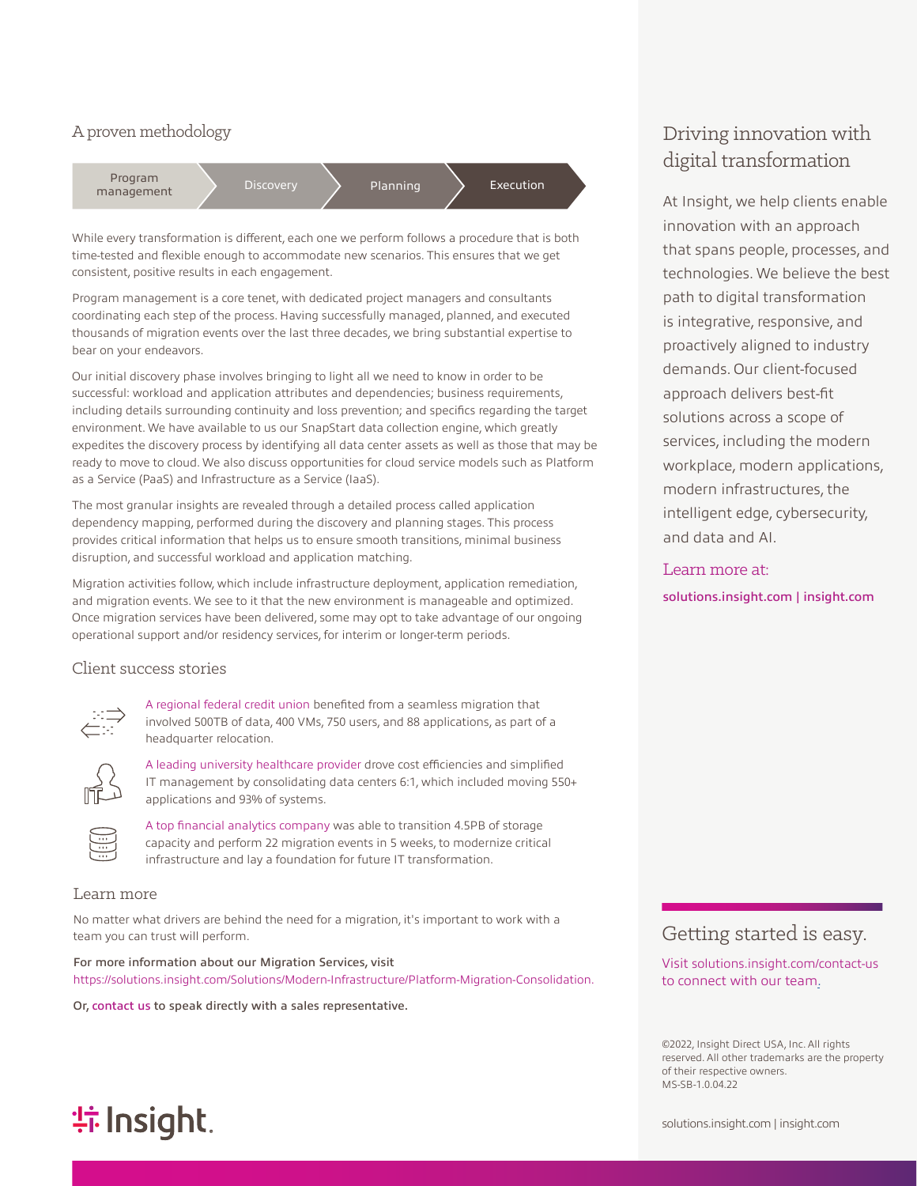## A proven methodology

Program management → Discovery → Planning → Execution

While every transformation is different, each one we perform follows a procedure that is both time-tested and flexible enough to accommodate new scenarios. This ensures that we get consistent, positive results in each engagement.

Program management is a core tenet, with dedicated project managers and consultants coordinating each step of the process. Having successfully managed, planned, and executed thousands of migration events over the last three decades, we bring substantial expertise to bear on your endeavors.

Our initial discovery phase involves bringing to light all we need to know in order to be successful: workload and application attributes and dependencies; business requirements, including details surrounding continuity and loss prevention; and specifics regarding the target environment. We have available to us our SnapStart data collection engine, which greatly expedites the discovery process by identifying all data center assets as well as those that may be ready to move to cloud. We also discuss opportunities for cloud service models such as Platform as a Service (PaaS) and Infrastructure as a Service (IaaS).

The most granular insights are revealed through a detailed process called application dependency mapping, performed during the discovery and planning stages. This process provides critical information that helps us to ensure smooth transitions, minimal business disruption, and successful workload and application matching.

Migration activities follow, which include infrastructure deployment, application remediation, and migration events. We see to it that the new environment is manageable and optimized. Once migration services have been delivered, some may opt to take advantage of our ongoing operational support and/or residency services, for interim or longer-term periods.

## Client success stories

A regional federal credit union benefited from a seamless migration that involved 500TB of data, 400 VMs, 750 users, and 88 applications, as part of a headquarter relocation.

A leading university healthcare provider drove cost efficiencies and simplified IT management by consolidating data centers 6:1, which included moving 550+ applications and 93% of systems.

A top financial analytics company was able to transition 4.5PB of storage capacity and perform 22 migration events in 5 weeks, to modernize critical infrastructure and lay a foundation for future IT transformation.

## Learn more

No matter what drivers are behind the need for a migration, it's important to work with a team you can trust will perform.

**For more information about our Migration Services, visit** https://solutions.insight.com/Solutions/Modern-Infrastructure/Platform-Migration-Consolidation.

**Or, contact us to speak directly with a sales representative.**

## Driving innovation with digital transformation

At Insight, we help clients enable innovation with an approach that spans people, processes, and technologies. We believe the best path to digital transformation is integrative, responsive, and proactively aligned to industry demands. Our client-focused approach delivers best-fit solutions across a scope of services, including the modern workplace, modern applications, modern infrastructures, the intelligent edge, cybersecurity, and data and AI.

Learn more at:

solutions.insight.com | insight.com

## Getting started is easy.

Visit solutions.insight.com/contact-us to connect with our team.

©2022, Insight Direct USA, Inc. All rights reserved. All other trademarks are the property of their respective owners.
MS-SB-1.0.04.22

Insight.

solutions.insight.com | insight.com